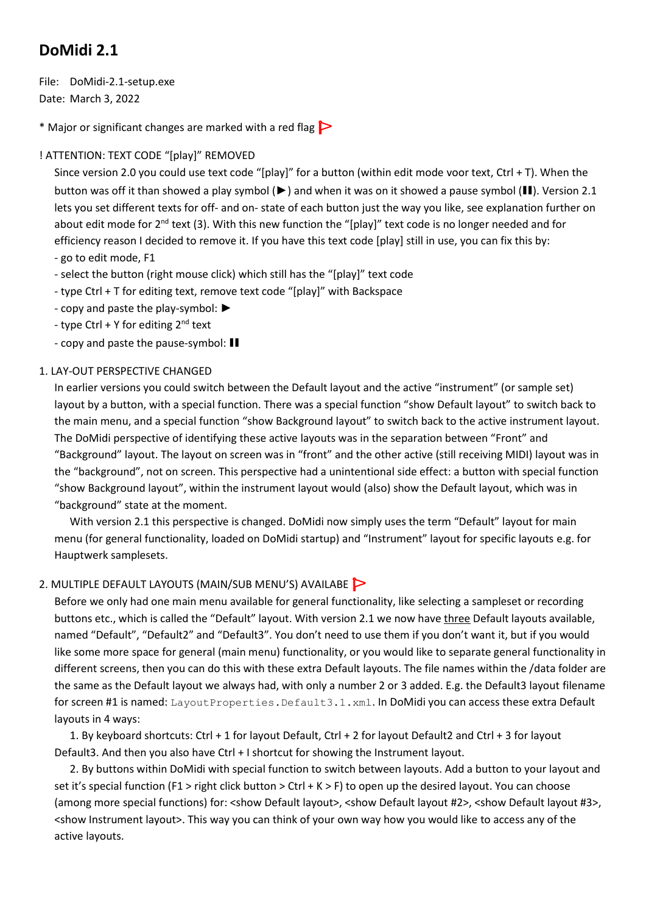# DoMidi 2.1

File: DoMidi-2.1-setup.exe
Date: March 3, 2022

* Major or significant changes are marked with a red flag

! ATTENTION: TEXT CODE "[play]" REMOVED

Since version 2.0 you could use text code "[play]" for a button (within edit mode voor text, Ctrl + T). When the button was off it than showed a play symbol (►) and when it was on it showed a pause symbol (❚❚). Version 2.1 lets you set different texts for off- and on- state of each button just the way you like, see explanation further on about edit mode for 2nd text (3). With this new function the "[play]" text code is no longer needed and for efficiency reason I decided to remove it. If you have this text code [play] still in use, you can fix this by:

- go to edit mode, F1
- select the button (right mouse click) which still has the "[play]" text code
- type Ctrl + T for editing text, remove text code "[play]" with Backspace
- copy and paste the play-symbol: ►
- type Ctrl + Y for editing 2nd text
- copy and paste the pause-symbol: ❚❚

1. LAY-OUT PERSPECTIVE CHANGED

In earlier versions you could switch between the Default layout and the active "instrument" (or sample set) layout by a button, with a special function. There was a special function "show Default layout" to switch back to the main menu, and a special function "show Background layout" to switch back to the active instrument layout. The DoMidi perspective of identifying these active layouts was in the separation between "Front" and "Background" layout. The layout on screen was in "front" and the other active (still receiving MIDI) layout was in the "background", not on screen. This perspective had a unintentional side effect: a button with special function "show Background layout", within the instrument layout would (also) show the Default layout, which was in "background" state at the moment.

With version 2.1 this perspective is changed. DoMidi now simply uses the term "Default" layout for main menu (for general functionality, loaded on DoMidi startup) and "Instrument" layout for specific layouts e.g. for Hauptwerk samplesets.

2. MULTIPLE DEFAULT LAYOUTS (MAIN/SUB MENU'S) AVAILABE

Before we only had one main menu available for general functionality, like selecting a sampleset or recording buttons etc., which is called the "Default" layout. With version 2.1 we now have three Default layouts available, named "Default", "Default2" and "Default3". You don't need to use them if you don't want it, but if you would like some more space for general (main menu) functionality, or you would like to separate general functionality in different screens, then you can do this with these extra Default layouts. The file names within the /data folder are the same as the Default layout we always had, with only a number 2 or 3 added. E.g. the Default3 layout filename for screen #1 is named: `LayoutProperties.Default3.1.xml`. In DoMidi you can access these extra Default layouts in 4 ways:

1. By keyboard shortcuts: Ctrl + 1 for layout Default, Ctrl + 2 for layout Default2 and Ctrl + 3 for layout Default3. And then you also have Ctrl + I shortcut for showing the Instrument layout.

2. By buttons within DoMidi with special function to switch between layouts. Add a button to your layout and set it's special function (F1 > right click button > Ctrl + K > F) to open up the desired layout. You can choose (among more special functions) for: <show Default layout>, <show Default layout #2>, <show Default layout #3>, <show Instrument layout>. This way you can think of your own way how you would like to access any of the active layouts.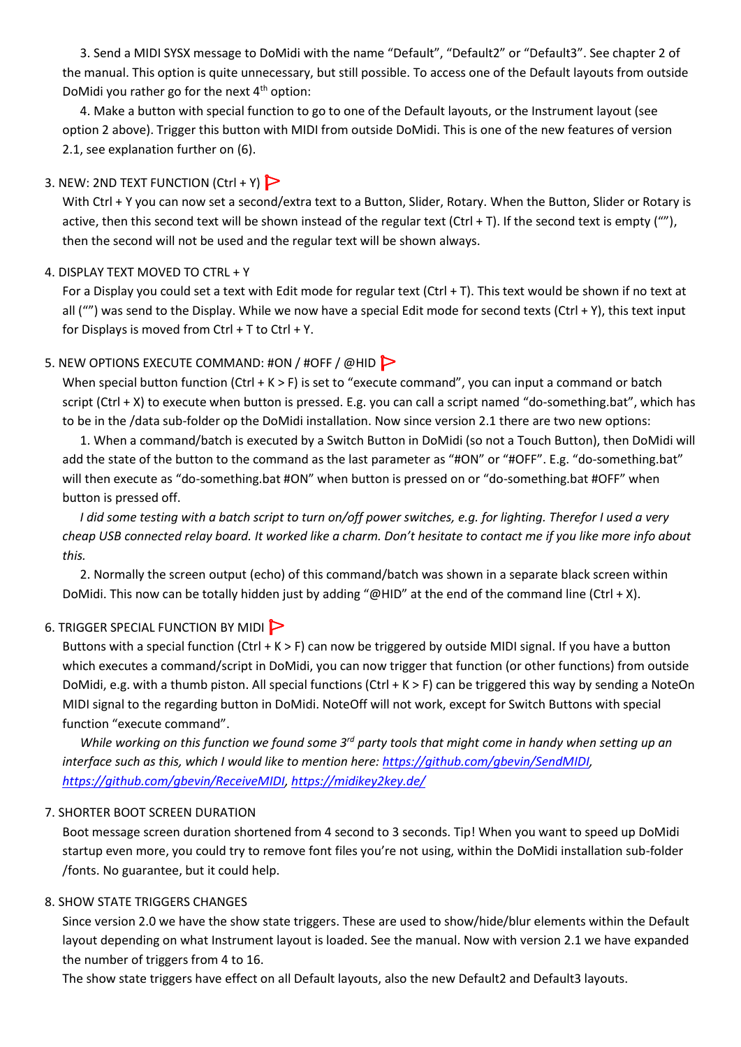3. Send a MIDI SYSX message to DoMidi with the name “Default”, “Default2” or “Default3”. See chapter 2 of the manual. This option is quite unnecessary, but still possible. To access one of the Default layouts from outside DoMidi you rather go for the next 4th option:

4. Make a button with special function to go to one of the Default layouts, or the Instrument layout (see option 2 above). Trigger this button with MIDI from outside DoMidi. This is one of the new features of version 2.1, see explanation further on (6).

3. NEW: 2ND TEXT FUNCTION (Ctrl + Y)

With Ctrl + Y you can now set a second/extra text to a Button, Slider, Rotary. When the Button, Slider or Rotary is active, then this second text will be shown instead of the regular text (Ctrl + T). If the second text is empty (“”), then the second will not be used and the regular text will be shown always.

4. DISPLAY TEXT MOVED TO CTRL + Y

For a Display you could set a text with Edit mode for regular text (Ctrl + T). This text would be shown if no text at all (“”) was send to the Display. While we now have a special Edit mode for second texts (Ctrl + Y), this text input for Displays is moved from Ctrl + T to Ctrl + Y.

5. NEW OPTIONS EXECUTE COMMAND: #ON / #OFF / @HID

When special button function (Ctrl + K > F) is set to “execute command”, you can input a command or batch script (Ctrl + X) to execute when button is pressed. E.g. you can call a script named “do-something.bat”, which has to be in the /data sub-folder op the DoMidi installation. Now since version 2.1 there are two new options:

1. When a command/batch is executed by a Switch Button in DoMidi (so not a Touch Button), then DoMidi will add the state of the button to the command as the last parameter as “#ON” or “#OFF”. E.g. “do-something.bat” will then execute as “do-something.bat #ON” when button is pressed on or “do-something.bat #OFF” when button is pressed off.

*I did some testing with a batch script to turn on/off power switches, e.g. for lighting. Therefor I used a very cheap USB connected relay board. It worked like a charm. Don’t hesitate to contact me if you like more info about this.*

2. Normally the screen output (echo) of this command/batch was shown in a separate black screen within DoMidi. This now can be totally hidden just by adding “@HID” at the end of the command line (Ctrl + X).

6. TRIGGER SPECIAL FUNCTION BY MIDI

Buttons with a special function (Ctrl + K > F) can now be triggered by outside MIDI signal. If you have a button which executes a command/script in DoMidi, you can now trigger that function (or other functions) from outside DoMidi, e.g. with a thumb piston. All special functions (Ctrl + K > F) can be triggered this way by sending a NoteOn MIDI signal to the regarding button in DoMidi. NoteOff will not work, except for Switch Buttons with special function “execute command”.

*While working on this function we found some 3rd party tools that might come in handy when setting up an interface such as this, which I would like to mention here: [https://github.com/gbevin/SendMIDI](https://github.com/gbevin/SendMIDI), [https://github.com/gbevin/ReceiveMIDI](https://github.com/gbevin/ReceiveMIDI), [https://midikey2key.de/](https://midikey2key.de/)*

7. SHORTER BOOT SCREEN DURATION

Boot message screen duration shortened from 4 second to 3 seconds. Tip! When you want to speed up DoMidi startup even more, you could try to remove font files you’re not using, within the DoMidi installation sub-folder /fonts. No guarantee, but it could help.

8. SHOW STATE TRIGGERS CHANGES

Since version 2.0 we have the show state triggers. These are used to show/hide/blur elements within the Default layout depending on what Instrument layout is loaded. See the manual. Now with version 2.1 we have expanded the number of triggers from 4 to 16.

The show state triggers have effect on all Default layouts, also the new Default2 and Default3 layouts.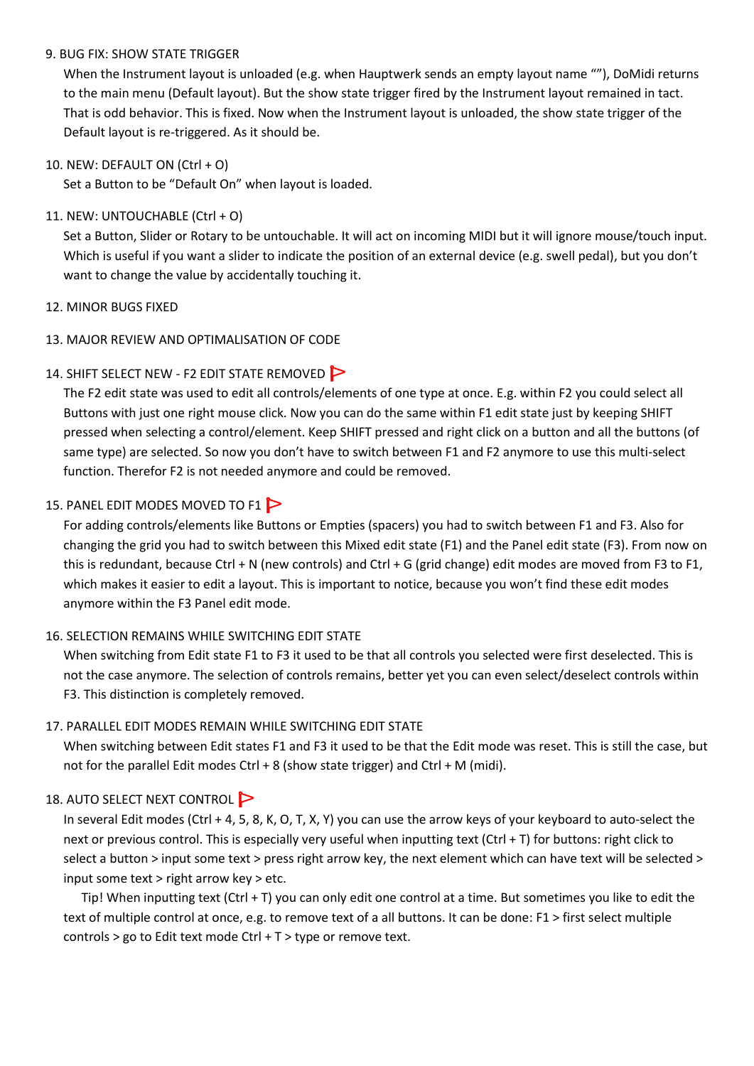9. BUG FIX: SHOW STATE TRIGGER

   When the Instrument layout is unloaded (e.g. when Hauptwerk sends an empty layout name “”), DoMidi returns to the main menu (Default layout). But the show state trigger fired by the Instrument layout remained in tact. That is odd behavior. This is fixed. Now when the Instrument layout is unloaded, the show state trigger of the Default layout is re-triggered. As it should be.

10. NEW: DEFAULT ON (Ctrl + O)

    Set a Button to be “Default On” when layout is loaded.

11. NEW: UNTOUCHABLE (Ctrl + O)

    Set a Button, Slider or Rotary to be untouchable. It will act on incoming MIDI but it will ignore mouse/touch input. Which is useful if you want a slider to indicate the position of an external device (e.g. swell pedal), but you don’t want to change the value by accidentally touching it.

12. MINOR BUGS FIXED

13. MAJOR REVIEW AND OPTIMALISATION OF CODE

14. SHIFT SELECT NEW - F2 EDIT STATE REMOVED

    The F2 edit state was used to edit all controls/elements of one type at once. E.g. within F2 you could select all Buttons with just one right mouse click. Now you can do the same within F1 edit state just by keeping SHIFT pressed when selecting a control/element. Keep SHIFT pressed and right click on a button and all the buttons (of same type) are selected. So now you don’t have to switch between F1 and F2 anymore to use this multi-select function. Therefor F2 is not needed anymore and could be removed.

15. PANEL EDIT MODES MOVED TO F1

    For adding controls/elements like Buttons or Empties (spacers) you had to switch between F1 and F3. Also for changing the grid you had to switch between this Mixed edit state (F1) and the Panel edit state (F3). From now on this is redundant, because Ctrl + N (new controls) and Ctrl + G (grid change) edit modes are moved from F3 to F1, which makes it easier to edit a layout. This is important to notice, because you won’t find these edit modes anymore within the F3 Panel edit mode.

16. SELECTION REMAINS WHILE SWITCHING EDIT STATE

    When switching from Edit state F1 to F3 it used to be that all controls you selected were first deselected. This is not the case anymore. The selection of controls remains, better yet you can even select/deselect controls within F3. This distinction is completely removed.

17. PARALLEL EDIT MODES REMAIN WHILE SWITCHING EDIT STATE

    When switching between Edit states F1 and F3 it used to be that the Edit mode was reset. This is still the case, but not for the parallel Edit modes Ctrl + 8 (show state trigger) and Ctrl + M (midi).

18. AUTO SELECT NEXT CONTROL

    In several Edit modes (Ctrl + 4, 5, 8, K, O, T, X, Y) you can use the arrow keys of your keyboard to auto-select the next or previous control. This is especially very useful when inputting text (Ctrl + T) for buttons: right click to select a button > input some text > press right arrow key, the next element which can have text will be selected > input some text > right arrow key > etc.

    Tip! When inputting text (Ctrl + T) you can only edit one control at a time. But sometimes you like to edit the text of multiple control at once, e.g. to remove text of a all buttons. It can be done: F1 > first select multiple controls > go to Edit text mode Ctrl + T > type or remove text.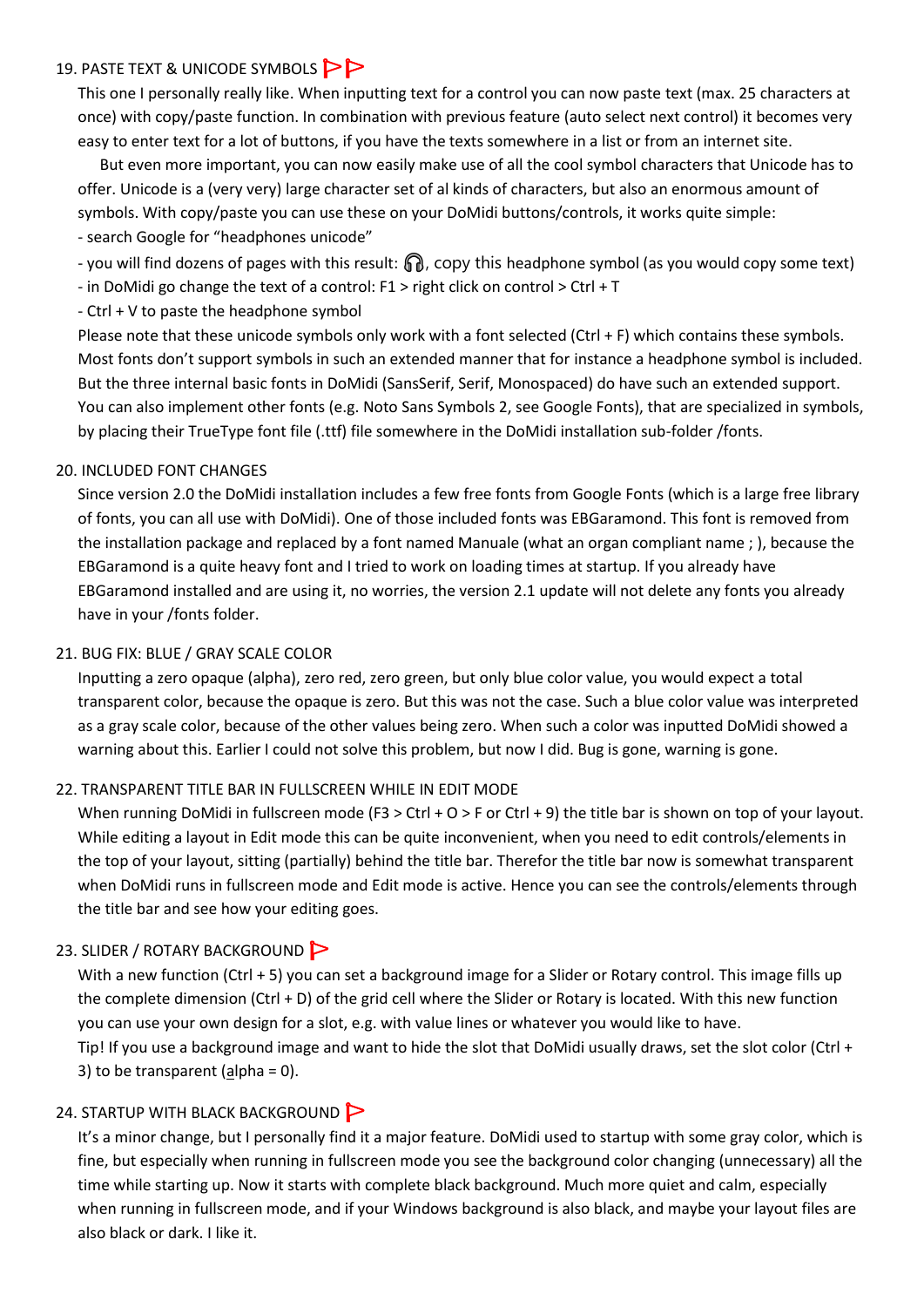### 19. PASTE TEXT & UNICODE SYMBOLS

This one I personally really like. When inputting text for a control you can now paste text (max. 25 characters at once) with copy/paste function. In combination with previous feature (auto select next control) it becomes very easy to enter text for a lot of buttons, if you have the texts somewhere in a list or from an internet site.

But even more important, you can now easily make use of all the cool symbol characters that Unicode has to offer. Unicode is a (very very) large character set of al kinds of characters, but also an enormous amount of symbols. With copy/paste you can use these on your DoMidi buttons/controls, it works quite simple:

- search Google for "headphones unicode"
- you will find dozens of pages with this result: 🎧, copy this headphone symbol (as you would copy some text)
- in DoMidi go change the text of a control: F1 > right click on control > Ctrl + T
- Ctrl + V to paste the headphone symbol

Please note that these unicode symbols only work with a font selected (Ctrl + F) which contains these symbols. Most fonts don't support symbols in such an extended manner that for instance a headphone symbol is included. But the three internal basic fonts in DoMidi (SansSerif, Serif, Monospaced) do have such an extended support. You can also implement other fonts (e.g. Noto Sans Symbols 2, see Google Fonts), that are specialized in symbols, by placing their TrueType font file (.ttf) file somewhere in the DoMidi installation sub-folder /fonts.

### 20. INCLUDED FONT CHANGES

Since version 2.0 the DoMidi installation includes a few free fonts from Google Fonts (which is a large free library of fonts, you can all use with DoMidi). One of those included fonts was EBGaramond. This font is removed from the installation package and replaced by a font named Manuale (what an organ compliant name ; ), because the EBGaramond is a quite heavy font and I tried to work on loading times at startup. If you already have EBGaramond installed and are using it, no worries, the version 2.1 update will not delete any fonts you already have in your /fonts folder.

### 21. BUG FIX: BLUE / GRAY SCALE COLOR

Inputting a zero opaque (alpha), zero red, zero green, but only blue color value, you would expect a total transparent color, because the opaque is zero. But this was not the case. Such a blue color value was interpreted as a gray scale color, because of the other values being zero. When such a color was inputted DoMidi showed a warning about this. Earlier I could not solve this problem, but now I did. Bug is gone, warning is gone.

### 22. TRANSPARENT TITLE BAR IN FULLSCREEN WHILE IN EDIT MODE

When running DoMidi in fullscreen mode (F3 > Ctrl + O > F or Ctrl + 9) the title bar is shown on top of your layout. While editing a layout in Edit mode this can be quite inconvenient, when you need to edit controls/elements in the top of your layout, sitting (partially) behind the title bar. Therefor the title bar now is somewhat transparent when DoMidi runs in fullscreen mode and Edit mode is active. Hence you can see the controls/elements through the title bar and see how your editing goes.

### 23. SLIDER / ROTARY BACKGROUND

With a new function (Ctrl + 5) you can set a background image for a Slider or Rotary control. This image fills up the complete dimension (Ctrl + D) of the grid cell where the Slider or Rotary is located. With this new function you can use your own design for a slot, e.g. with value lines or whatever you would like to have.

Tip! If you use a background image and want to hide the slot that DoMidi usually draws, set the slot color (Ctrl + 3) to be transparent (alpha = 0).

### 24. STARTUP WITH BLACK BACKGROUND

It's a minor change, but I personally find it a major feature. DoMidi used to startup with some gray color, which is fine, but especially when running in fullscreen mode you see the background color changing (unnecessary) all the time while starting up. Now it starts with complete black background. Much more quiet and calm, especially when running in fullscreen mode, and if your Windows background is also black, and maybe your layout files are also black or dark. I like it.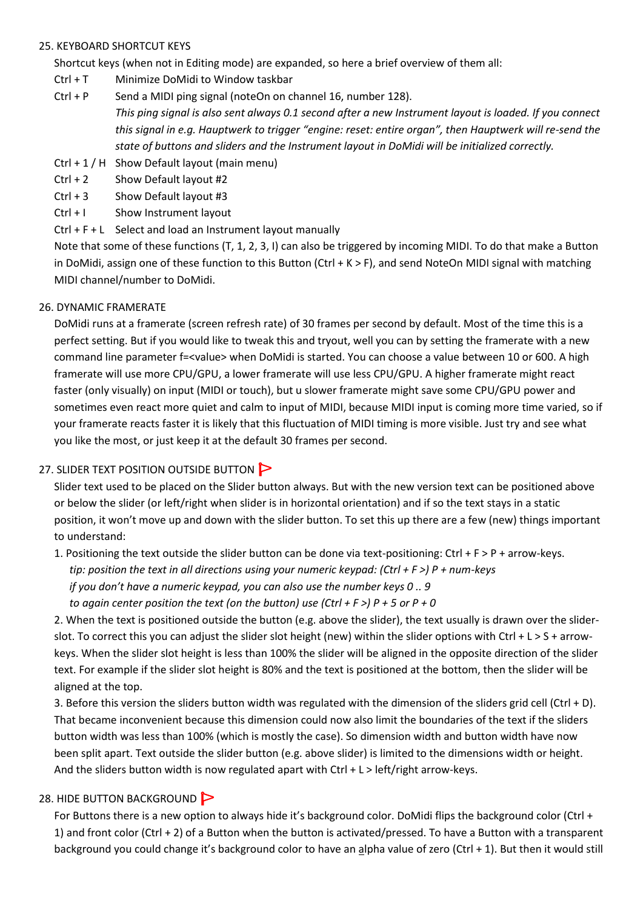## 25. KEYBOARD SHORTCUT KEYS

Shortcut keys (when not in Editing mode) are expanded, so here a brief overview of them all:

Ctrl + T  Minimize DoMidi to Window taskbar

Ctrl + P  Send a MIDI ping signal (noteOn on channel 16, number 128).
*This ping signal is also sent always 0.1 second after a new Instrument layout is loaded. If you connect this signal in e.g. Hauptwerk to trigger "engine: reset: entire organ", then Hauptwerk will re-send the state of buttons and sliders and the Instrument layout in DoMidi will be initialized correctly.*

Ctrl + 1 / H  Show Default layout (main menu)

Ctrl + 2  Show Default layout #2

Ctrl + 3  Show Default layout #3

Ctrl + I  Show Instrument layout

Ctrl + F + L  Select and load an Instrument layout manually

Note that some of these functions (T, 1, 2, 3, I) can also be triggered by incoming MIDI. To do that make a Button in DoMidi, assign one of these function to this Button (Ctrl + K > F), and send NoteOn MIDI signal with matching MIDI channel/number to DoMidi.

## 26. DYNAMIC FRAMERATE

DoMidi runs at a framerate (screen refresh rate) of 30 frames per second by default. Most of the time this is a perfect setting. But if you would like to tweak this and tryout, well you can by setting the framerate with a new command line parameter f=<value> when DoMidi is started. You can choose a value between 10 or 600. A high framerate will use more CPU/GPU, a lower framerate will use less CPU/GPU. A higher framerate might react faster (only visually) on input (MIDI or touch), but u slower framerate might save some CPU/GPU power and sometimes even react more quiet and calm to input of MIDI, because MIDI input is coming more time varied, so if your framerate reacts faster it is likely that this fluctuation of MIDI timing is more visible. Just try and see what you like the most, or just keep it at the default 30 frames per second.

## 27. SLIDER TEXT POSITION OUTSIDE BUTTON

Slider text used to be placed on the Slider button always. But with the new version text can be positioned above or below the slider (or left/right when slider is in horizontal orientation) and if so the text stays in a static position, it won't move up and down with the slider button. To set this up there are a few (new) things important to understand:

1. Positioning the text outside the slider button can be done via text-positioning: Ctrl + F > P + arrow-keys.
   *tip: position the text in all directions using your numeric keypad: (Ctrl + F >) P + num-keys*
   *if you don't have a numeric keypad, you can also use the number keys 0 .. 9*
   *to again center position the text (on the button) use (Ctrl + F >) P + 5 or P + 0*

2. When the text is positioned outside the button (e.g. above the slider), the text usually is drawn over the slider-slot. To correct this you can adjust the slider slot height (new) within the slider options with Ctrl + L > S + arrow-keys. When the slider slot height is less than 100% the slider will be aligned in the opposite direction of the slider text. For example if the slider slot height is 80% and the text is positioned at the bottom, then the slider will be aligned at the top.

3. Before this version the sliders button width was regulated with the dimension of the sliders grid cell (Ctrl + D). That became inconvenient because this dimension could now also limit the boundaries of the text if the sliders button width was less than 100% (which is mostly the case). So dimension width and button width have now been split apart. Text outside the slider button (e.g. above slider) is limited to the dimensions width or height. And the sliders button width is now regulated apart with Ctrl + L > left/right arrow-keys.

## 28. HIDE BUTTON BACKGROUND

For Buttons there is a new option to always hide it's background color. DoMidi flips the background color (Ctrl + 1) and front color (Ctrl + 2) of a Button when the button is activated/pressed. To have a Button with a transparent background you could change it's background color to have an alpha value of zero (Ctrl + 1). But then it would still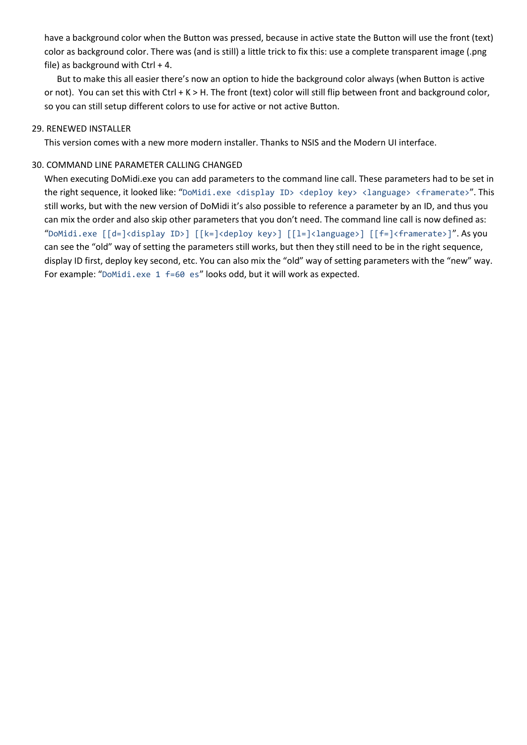have a background color when the Button was pressed, because in active state the Button will use the front (text) color as background color. There was (and is still) a little trick to fix this: use a complete transparent image (.png file) as background with Ctrl + 4.

But to make this all easier there's now an option to hide the background color always (when Button is active or not). You can set this with Ctrl + K > H. The front (text) color will still flip between front and background color, so you can still setup different colors to use for active or not active Button.

29. RENEWED INSTALLER

This version comes with a new more modern installer. Thanks to NSIS and the Modern UI interface.

30. COMMAND LINE PARAMETER CALLING CHANGED

When executing DoMidi.exe you can add parameters to the command line call. These parameters had to be set in the right sequence, it looked like: "`DoMidi.exe <display ID> <deploy key> <language> <framerate>`". This still works, but with the new version of DoMidi it's also possible to reference a parameter by an ID, and thus you can mix the order and also skip other parameters that you don't need. The command line call is now defined as: "`DoMidi.exe [[d=]<display ID>] [[k=]<deploy key>] [[l=]<language>] [[f=]<framerate>]`". As you can see the "old" way of setting the parameters still works, but then they still need to be in the right sequence, display ID first, deploy key second, etc. You can also mix the "old" way of setting parameters with the "new" way. For example: "`DoMidi.exe 1 f=60 es`" looks odd, but it will work as expected.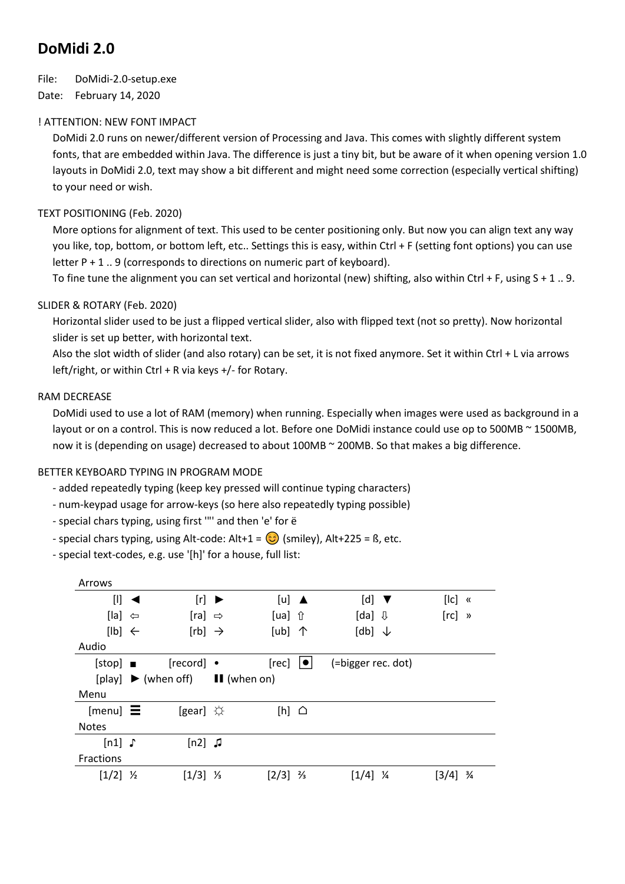# DoMidi 2.0

File: DoMidi-2.0-setup.exe
Date: February 14, 2020

! ATTENTION: NEW FONT IMPACT

DoMidi 2.0 runs on newer/different version of Processing and Java. This comes with slightly different system fonts, that are embedded within Java. The difference is just a tiny bit, but be aware of it when opening version 1.0 layouts in DoMidi 2.0, text may show a bit different and might need some correction (especially vertical shifting) to your need or wish.

TEXT POSITIONING (Feb. 2020)

More options for alignment of text. This used to be center positioning only. But now you can align text any way you like, top, bottom, or bottom left, etc.. Settings this is easy, within Ctrl + F (setting font options) you can use letter P + 1 .. 9 (corresponds to directions on numeric part of keyboard).
To fine tune the alignment you can set vertical and horizontal (new) shifting, also within Ctrl + F, using S + 1 .. 9.

SLIDER & ROTARY (Feb. 2020)

Horizontal slider used to be just a flipped vertical slider, also with flipped text (not so pretty). Now horizontal slider is set up better, with horizontal text.
Also the slot width of slider (and also rotary) can be set, it is not fixed anymore. Set it within Ctrl + L via arrows left/right, or within Ctrl + R via keys +/- for Rotary.

RAM DECREASE

DoMidi used to use a lot of RAM (memory) when running. Especially when images were used as background in a layout or on a control. This is now reduced a lot. Before one DoMidi instance could use op to 500MB ~ 1500MB, now it is (depending on usage) decreased to about 100MB ~ 200MB. So that makes a big difference.

BETTER KEYBOARD TYPING IN PROGRAM MODE

- added repeatedly typing (keep key pressed will continue typing characters)
- num-keypad usage for arrow-keys (so here also repeatedly typing possible)
- special chars typing, using first '"' and then 'e' for ë
- special chars typing, using Alt-code: Alt+1 = 😊 (smiley), Alt+225 = ß, etc.
- special text-codes, e.g. use '[h]' for a house, full list:

| Arrows | | | | |
|---|---|---|---|---|
| [l] ◄ | [r] ► | [u] ▲ | [d] ▼ | [lc] « |
| [la] ⇦ | [ra] ⇨ | [ua] ⇧ | [da] ⇩ | [rc] » |
| [lb] ← | [rb] → | [ub] ↑ | [db] ↓ | |
| **Audio** | | | | |
| [stop] ■ | [record] • | [rec] ⦿ | (=bigger rec. dot) | |
| [play] ► (when off) | ❚❚ (when on) | | | |
| **Menu** | | | | |
| [menu] ☰ | [gear] ☼ | [h] ⌂ | | |
| **Notes** | | | | |
| [n1] ♪ | [n2] ♫ | | | |
| **Fractions** | | | | |
| [1/2] ½ | [1/3] ⅓ | [2/3] ⅔ | [1/4] ¼ | [3/4] ¾ |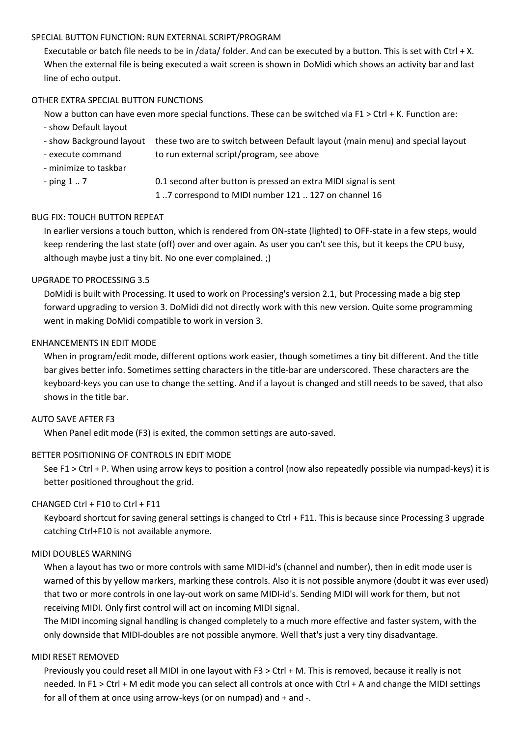### SPECIAL BUTTON FUNCTION: RUN EXTERNAL SCRIPT/PROGRAM

Executable or batch file needs to be in /data/ folder. And can be executed by a button. This is set with Ctrl + X. When the external file is being executed a wait screen is shown in DoMidi which shows an activity bar and last line of echo output.

### OTHER EXTRA SPECIAL BUTTON FUNCTIONS

Now a button can have even more special functions. These can be switched via F1 > Ctrl + K. Function are:

- show Default layout
- show Background layout — these two are to switch between Default layout (main menu) and special layout
- execute command — to run external script/program, see above
- minimize to taskbar
- ping 1 .. 7 — 0.1 second after button is pressed an extra MIDI signal is sent; 1 ..7 correspond to MIDI number 121 .. 127 on channel 16

### BUG FIX: TOUCH BUTTON REPEAT

In earlier versions a touch button, which is rendered from ON-state (lighted) to OFF-state in a few steps, would keep rendering the last state (off) over and over again. As user you can't see this, but it keeps the CPU busy, although maybe just a tiny bit. No one ever complained. ;)

### UPGRADE TO PROCESSING 3.5

DoMidi is built with Processing. It used to work on Processing's version 2.1, but Processing made a big step forward upgrading to version 3. DoMidi did not directly work with this new version. Quite some programming went in making DoMidi compatible to work in version 3.

### ENHANCEMENTS IN EDIT MODE

When in program/edit mode, different options work easier, though sometimes a tiny bit different. And the title bar gives better info. Sometimes setting characters in the title-bar are underscored. These characters are the keyboard-keys you can use to change the setting. And if a layout is changed and still needs to be saved, that also shows in the title bar.

### AUTO SAVE AFTER F3

When Panel edit mode (F3) is exited, the common settings are auto-saved.

### BETTER POSITIONING OF CONTROLS IN EDIT MODE

See F1 > Ctrl + P. When using arrow keys to position a control (now also repeatedly possible via numpad-keys) it is better positioned throughout the grid.

### CHANGED Ctrl + F10 to Ctrl + F11

Keyboard shortcut for saving general settings is changed to Ctrl + F11. This is because since Processing 3 upgrade catching Ctrl+F10 is not available anymore.

### MIDI DOUBLES WARNING

When a layout has two or more controls with same MIDI-id's (channel and number), then in edit mode user is warned of this by yellow markers, marking these controls. Also it is not possible anymore (doubt it was ever used) that two or more controls in one lay-out work on same MIDI-id's. Sending MIDI will work for them, but not receiving MIDI. Only first control will act on incoming MIDI signal.

The MIDI incoming signal handling is changed completely to a much more effective and faster system, with the only downside that MIDI-doubles are not possible anymore. Well that's just a very tiny disadvantage.

### MIDI RESET REMOVED

Previously you could reset all MIDI in one layout with F3 > Ctrl + M. This is removed, because it really is not needed. In F1 > Ctrl + M edit mode you can select all controls at once with Ctrl + A and change the MIDI settings for all of them at once using arrow-keys (or on numpad) and + and -.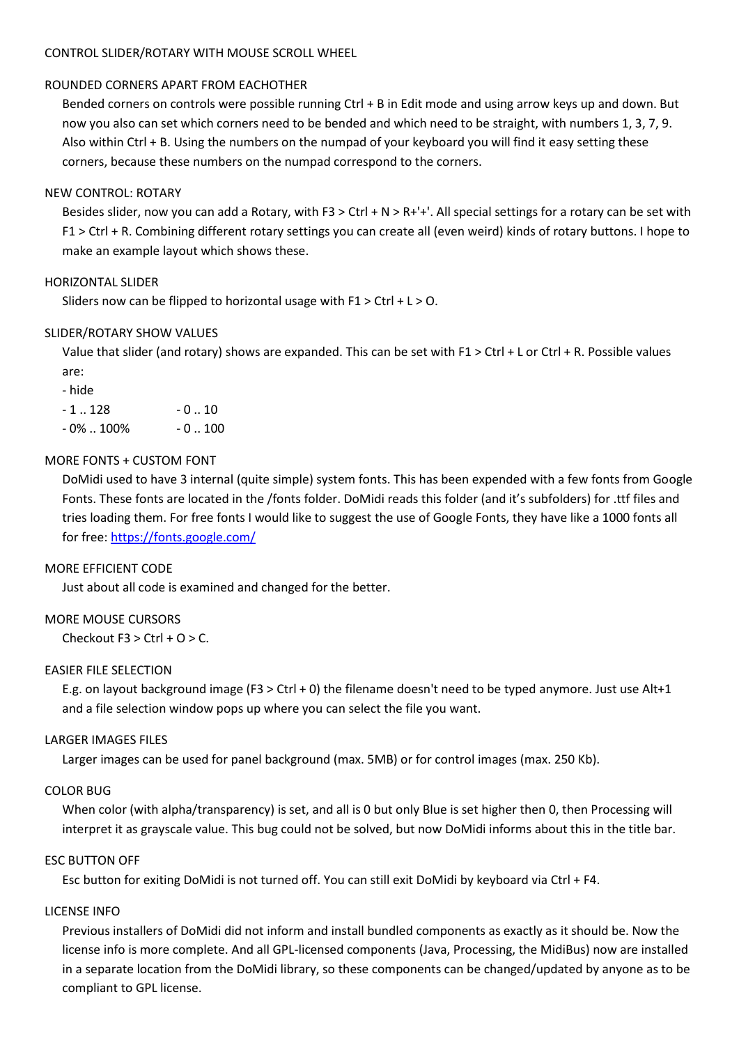CONTROL SLIDER/ROTARY WITH MOUSE SCROLL WHEEL

ROUNDED CORNERS APART FROM EACHOTHER

Bended corners on controls were possible running Ctrl + B in Edit mode and using arrow keys up and down. But now you also can set which corners need to be bended and which need to be straight, with numbers 1, 3, 7, 9. Also within Ctrl + B. Using the numbers on the numpad of your keyboard you will find it easy setting these corners, because these numbers on the numpad correspond to the corners.

NEW CONTROL: ROTARY

Besides slider, now you can add a Rotary, with F3 > Ctrl + N > R+'+'. All special settings for a rotary can be set with F1 > Ctrl + R. Combining different rotary settings you can create all (even weird) kinds of rotary buttons. I hope to make an example layout which shows these.

HORIZONTAL SLIDER

Sliders now can be flipped to horizontal usage with F1 > Ctrl + L > O.

SLIDER/ROTARY SHOW VALUES

Value that slider (and rotary) shows are expanded. This can be set with F1 > Ctrl + L or Ctrl + R. Possible values are:

- hide
- 1 .. 128
- 0% .. 100%
- 0 .. 10
- 0 .. 100

MORE FONTS + CUSTOM FONT

DoMidi used to have 3 internal (quite simple) system fonts. This has been expended with a few fonts from Google Fonts. These fonts are located in the /fonts folder. DoMidi reads this folder (and it's subfolders) for .ttf files and tries loading them. For free fonts I would like to suggest the use of Google Fonts, they have like a 1000 fonts all for free: https://fonts.google.com/

MORE EFFICIENT CODE

Just about all code is examined and changed for the better.

MORE MOUSE CURSORS

Checkout F3 > Ctrl + O > C.

EASIER FILE SELECTION

E.g. on layout background image (F3 > Ctrl + 0) the filename doesn't need to be typed anymore. Just use Alt+1 and a file selection window pops up where you can select the file you want.

LARGER IMAGES FILES

Larger images can be used for panel background (max. 5MB) or for control images (max. 250 Kb).

COLOR BUG

When color (with alpha/transparency) is set, and all is 0 but only Blue is set higher then 0, then Processing will interpret it as grayscale value. This bug could not be solved, but now DoMidi informs about this in the title bar.

ESC BUTTON OFF

Esc button for exiting DoMidi is not turned off. You can still exit DoMidi by keyboard via Ctrl + F4.

LICENSE INFO

Previous installers of DoMidi did not inform and install bundled components as exactly as it should be. Now the license info is more complete. And all GPL-licensed components (Java, Processing, the MidiBus) now are installed in a separate location from the DoMidi library, so these components can be changed/updated by anyone as to be compliant to GPL license.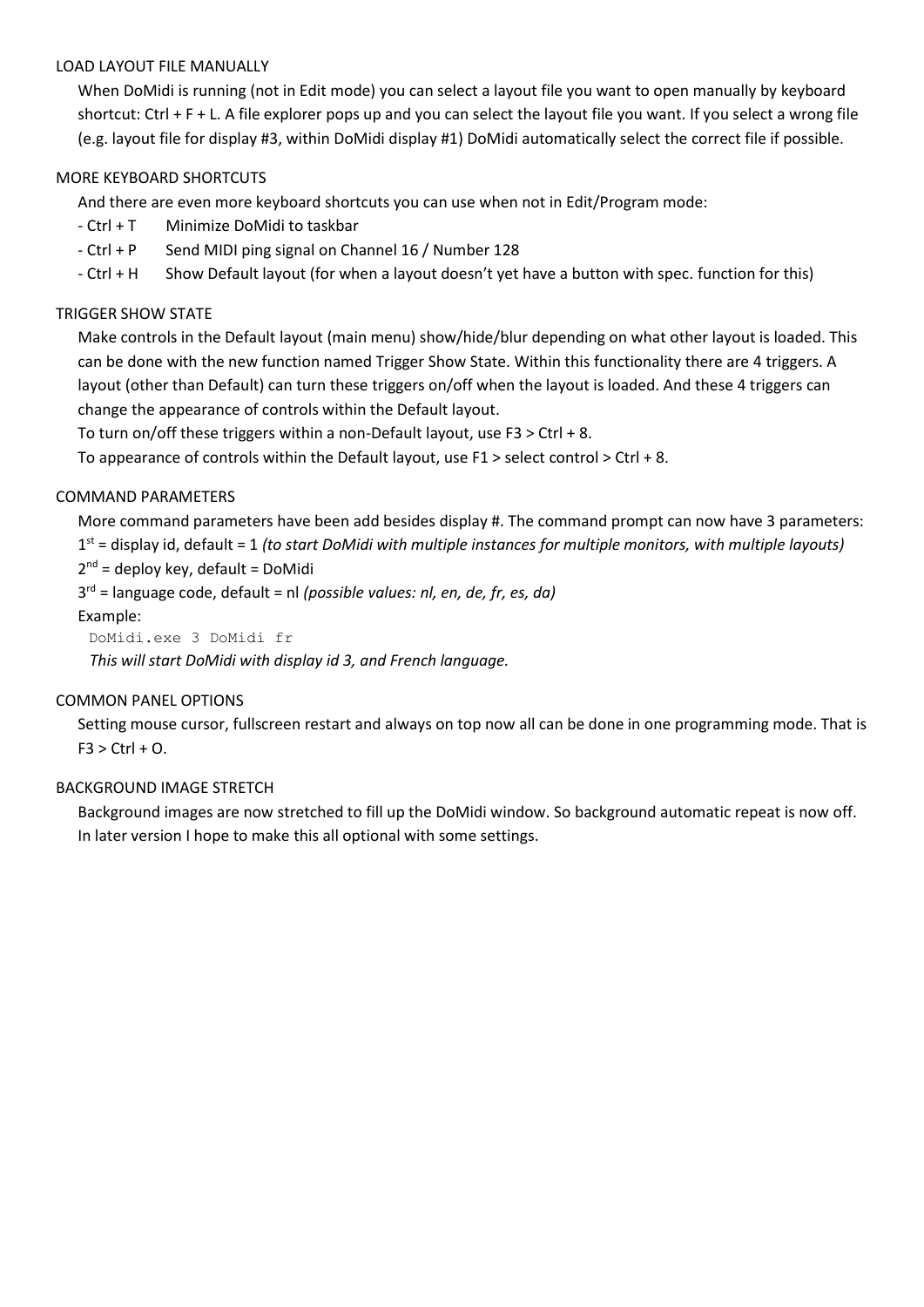### LOAD LAYOUT FILE MANUALLY

When DoMidi is running (not in Edit mode) you can select a layout file you want to open manually by keyboard shortcut: Ctrl + F + L. A file explorer pops up and you can select the layout file you want. If you select a wrong file (e.g. layout file for display #3, within DoMidi display #1) DoMidi automatically select the correct file if possible.

### MORE KEYBOARD SHORTCUTS

And there are even more keyboard shortcuts you can use when not in Edit/Program mode:

- Ctrl + T  Minimize DoMidi to taskbar
- Ctrl + P  Send MIDI ping signal on Channel 16 / Number 128
- Ctrl + H  Show Default layout (for when a layout doesn't yet have a button with spec. function for this)

### TRIGGER SHOW STATE

Make controls in the Default layout (main menu) show/hide/blur depending on what other layout is loaded. This can be done with the new function named Trigger Show State. Within this functionality there are 4 triggers. A layout (other than Default) can turn these triggers on/off when the layout is loaded. And these 4 triggers can change the appearance of controls within the Default layout.

To turn on/off these triggers within a non-Default layout, use F3 > Ctrl + 8.

To appearance of controls within the Default layout, use F1 > select control > Ctrl + 8.

### COMMAND PARAMETERS

More command parameters have been add besides display #. The command prompt can now have 3 parameters:

1st = display id, default = 1 *(to start DoMidi with multiple instances for multiple monitors, with multiple layouts)*

2nd = deploy key, default = DoMidi

3rd = language code, default = nl *(possible values: nl, en, de, fr, es, da)*

Example:

```
DoMidi.exe 3 DoMidi fr
```

*This will start DoMidi with display id 3, and French language.*

### COMMON PANEL OPTIONS

Setting mouse cursor, fullscreen restart and always on top now all can be done in one programming mode. That is F3 > Ctrl + O.

### BACKGROUND IMAGE STRETCH

Background images are now stretched to fill up the DoMidi window. So background automatic repeat is now off. In later version I hope to make this all optional with some settings.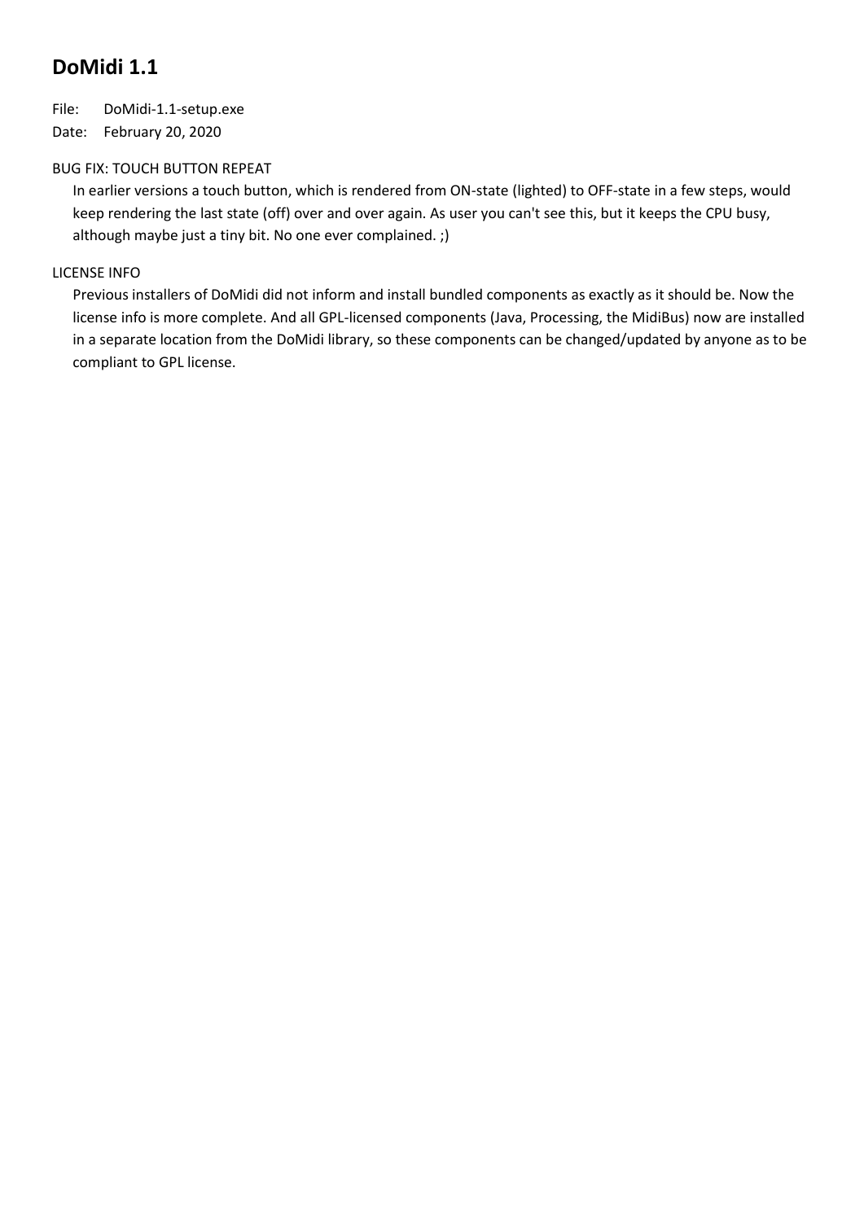## DoMidi 1.1

File: DoMidi-1.1-setup.exe

Date: February 20, 2020

BUG FIX: TOUCH BUTTON REPEAT

In earlier versions a touch button, which is rendered from ON-state (lighted) to OFF-state in a few steps, would keep rendering the last state (off) over and over again. As user you can't see this, but it keeps the CPU busy, although maybe just a tiny bit. No one ever complained. ;)

LICENSE INFO

Previous installers of DoMidi did not inform and install bundled components as exactly as it should be. Now the license info is more complete. And all GPL-licensed components (Java, Processing, the MidiBus) now are installed in a separate location from the DoMidi library, so these components can be changed/updated by anyone as to be compliant to GPL license.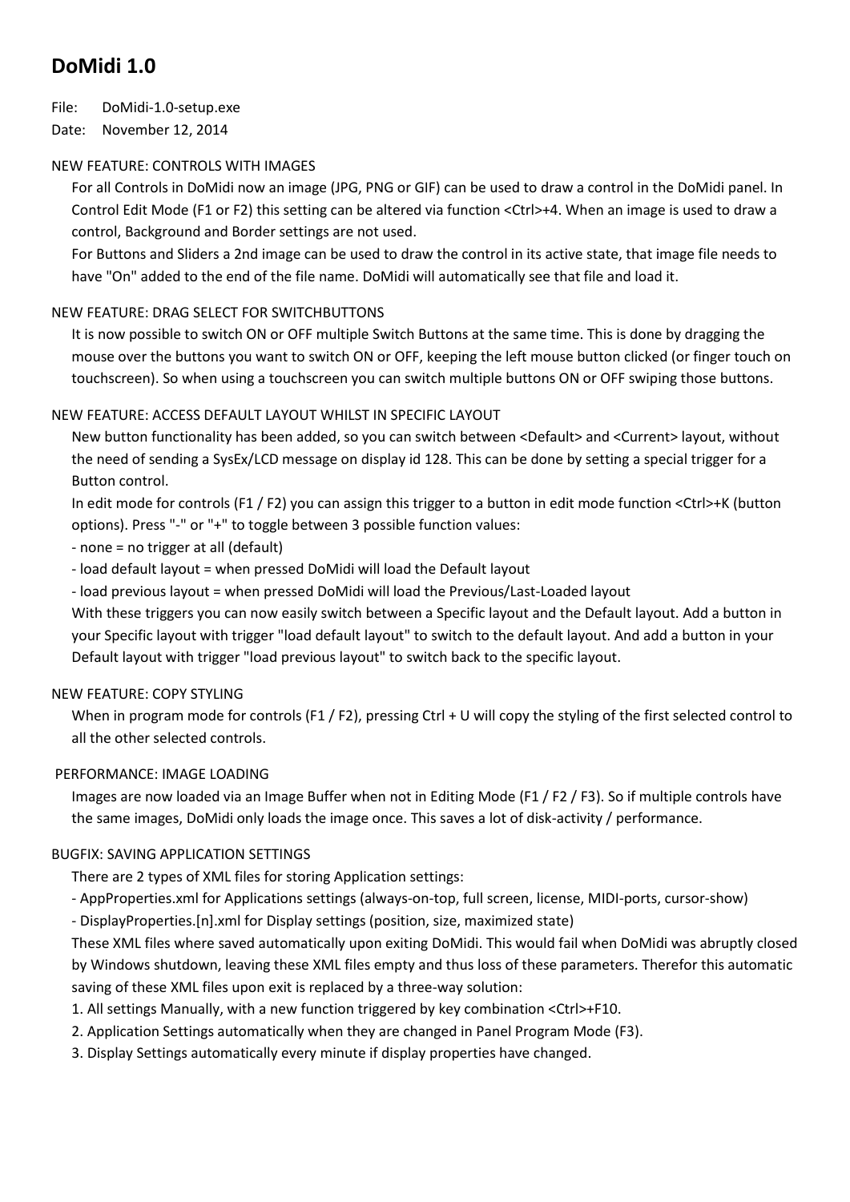# DoMidi 1.0

File: DoMidi-1.0-setup.exe
Date: November 12, 2014

NEW FEATURE: CONTROLS WITH IMAGES

For all Controls in DoMidi now an image (JPG, PNG or GIF) can be used to draw a control in the DoMidi panel. In Control Edit Mode (F1 or F2) this setting can be altered via function <Ctrl>+4. When an image is used to draw a control, Background and Border settings are not used.

For Buttons and Sliders a 2nd image can be used to draw the control in its active state, that image file needs to have "On" added to the end of the file name. DoMidi will automatically see that file and load it.

NEW FEATURE: DRAG SELECT FOR SWITCHBUTTONS

It is now possible to switch ON or OFF multiple Switch Buttons at the same time. This is done by dragging the mouse over the buttons you want to switch ON or OFF, keeping the left mouse button clicked (or finger touch on touchscreen). So when using a touchscreen you can switch multiple buttons ON or OFF swiping those buttons.

NEW FEATURE: ACCESS DEFAULT LAYOUT WHILST IN SPECIFIC LAYOUT

New button functionality has been added, so you can switch between <Default> and <Current> layout, without the need of sending a SysEx/LCD message on display id 128. This can be done by setting a special trigger for a Button control.

In edit mode for controls (F1 / F2) you can assign this trigger to a button in edit mode function <Ctrl>+K (button options). Press "-" or "+" to toggle between 3 possible function values:

- none = no trigger at all (default)
- load default layout = when pressed DoMidi will load the Default layout
- load previous layout = when pressed DoMidi will load the Previous/Last-Loaded layout

With these triggers you can now easily switch between a Specific layout and the Default layout. Add a button in your Specific layout with trigger "load default layout" to switch to the default layout. And add a button in your Default layout with trigger "load previous layout" to switch back to the specific layout.

NEW FEATURE: COPY STYLING

When in program mode for controls (F1 / F2), pressing Ctrl + U will copy the styling of the first selected control to all the other selected controls.

PERFORMANCE: IMAGE LOADING

Images are now loaded via an Image Buffer when not in Editing Mode (F1 / F2 / F3). So if multiple controls have the same images, DoMidi only loads the image once. This saves a lot of disk-activity / performance.

BUGFIX: SAVING APPLICATION SETTINGS

There are 2 types of XML files for storing Application settings:

- AppProperties.xml for Applications settings (always-on-top, full screen, license, MIDI-ports, cursor-show)
- DisplayProperties.[n].xml for Display settings (position, size, maximized state)

These XML files where saved automatically upon exiting DoMidi. This would fail when DoMidi was abruptly closed by Windows shutdown, leaving these XML files empty and thus loss of these parameters. Therefor this automatic saving of these XML files upon exit is replaced by a three-way solution:

1. All settings Manually, with a new function triggered by key combination <Ctrl>+F10.
2. Application Settings automatically when they are changed in Panel Program Mode (F3).
3. Display Settings automatically every minute if display properties have changed.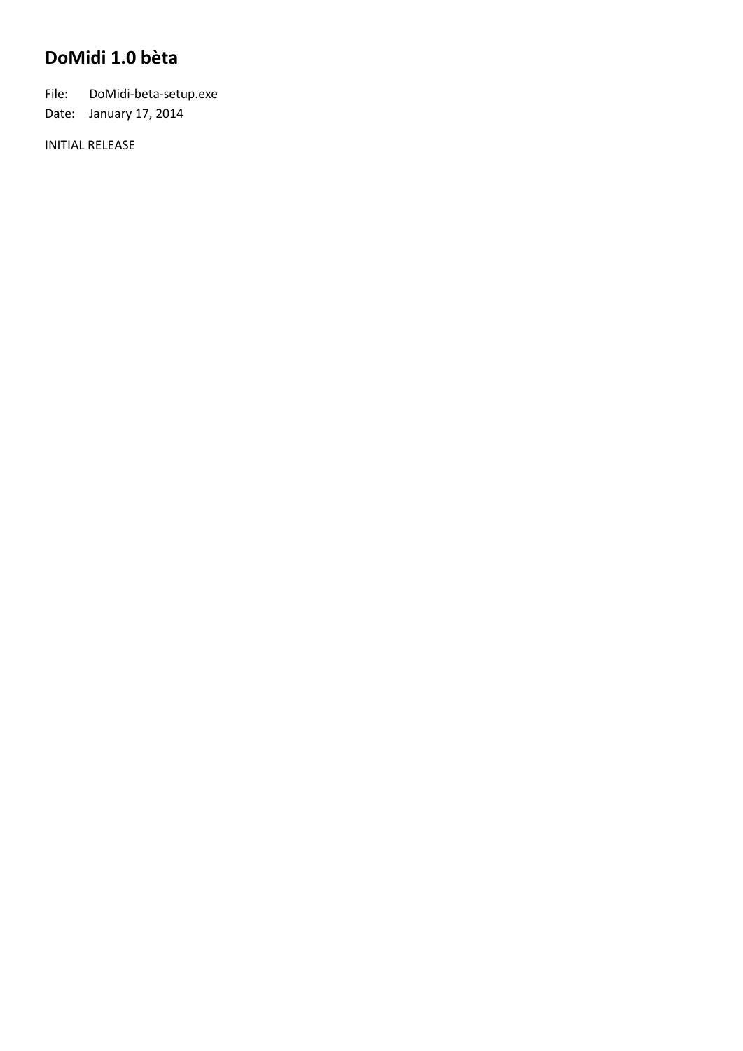# DoMidi 1.0 bèta

File: DoMidi-beta-setup.exe

Date: January 17, 2014

INITIAL RELEASE